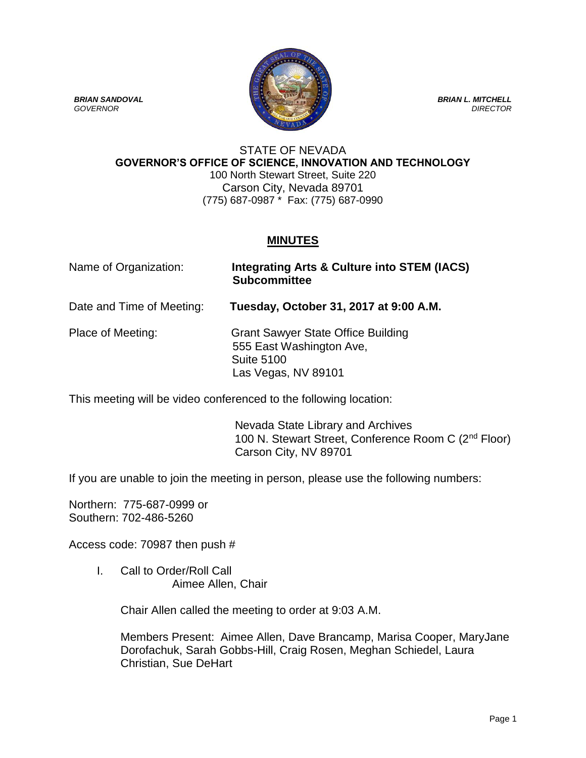***BRIAN SANDOVAL***
*GOVERNOR*

***BRIAN L. MITCHELL***
*DIRECTOR*

STATE OF NEVADA
**GOVERNOR'S OFFICE OF SCIENCE, INNOVATION AND TECHNOLOGY**
100 North Stewart Street, Suite 220
Carson City, Nevada 89701
(775) 687-0987 * Fax: (775) 687-0990

# **MINUTES**

Name of Organization: **Integrating Arts & Culture into STEM (IACS) Subcommittee**

Date and Time of Meeting: **Tuesday, October 31, 2017 at 9:00 A.M.**

Place of Meeting: Grant Sawyer State Office Building
555 East Washington Ave,
Suite 5100
Las Vegas, NV 89101

This meeting will be video conferenced to the following location:

Nevada State Library and Archives
100 N. Stewart Street, Conference Room C (2nd Floor)
Carson City, NV 89701

If you are unable to join the meeting in person, please use the following numbers:

Northern: 775-687-0999 or
Southern: 702-486-5260

Access code: 70987 then push #

I. Call to Order/Roll Call
Aimee Allen, Chair

Chair Allen called the meeting to order at 9:03 A.M.

Members Present: Aimee Allen, Dave Brancamp, Marisa Cooper, MaryJane Dorofachuk, Sarah Gobbs-Hill, Craig Rosen, Meghan Schiedel, Laura Christian, Sue DeHart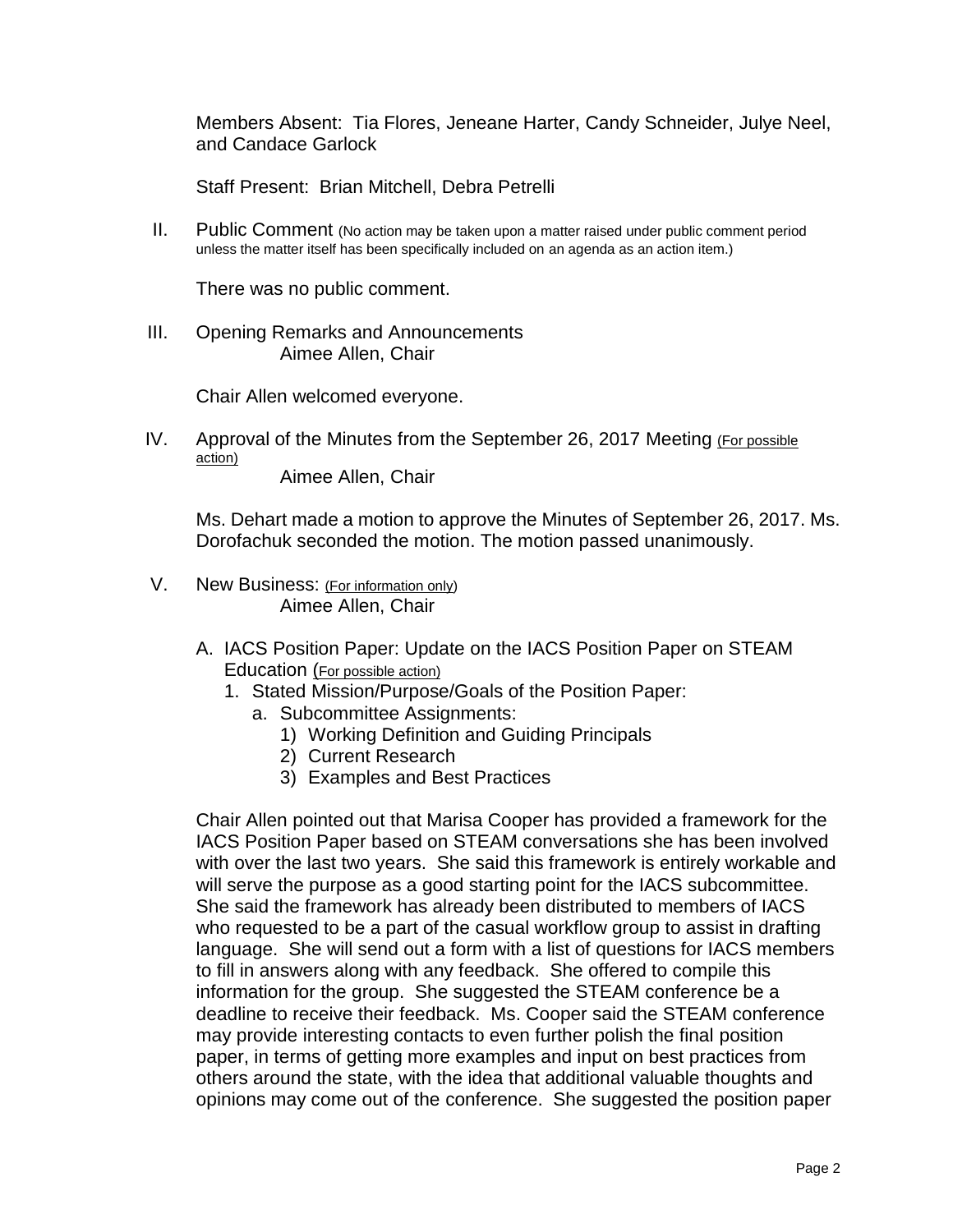Members Absent: Tia Flores, Jeneane Harter, Candy Schneider, Julye Neel, and Candace Garlock

Staff Present: Brian Mitchell, Debra Petrelli

II. Public Comment (No action may be taken upon a matter raised under public comment period unless the matter itself has been specifically included on an agenda as an action item.)

There was no public comment.

III. Opening Remarks and Announcements
Aimee Allen, Chair

Chair Allen welcomed everyone.

IV. Approval of the Minutes from the September 26, 2017 Meeting (For possible action)
Aimee Allen, Chair

Ms. Dehart made a motion to approve the Minutes of September 26, 2017. Ms. Dorofachuk seconded the motion. The motion passed unanimously.

V. New Business: (For information only)
Aimee Allen, Chair

A. IACS Position Paper: Update on the IACS Position Paper on STEAM Education (For possible action)
   1. Stated Mission/Purpose/Goals of the Position Paper:
      a. Subcommittee Assignments:
         1) Working Definition and Guiding Principals
         2) Current Research
         3) Examples and Best Practices

Chair Allen pointed out that Marisa Cooper has provided a framework for the IACS Position Paper based on STEAM conversations she has been involved with over the last two years. She said this framework is entirely workable and will serve the purpose as a good starting point for the IACS subcommittee. She said the framework has already been distributed to members of IACS who requested to be a part of the casual workflow group to assist in drafting language. She will send out a form with a list of questions for IACS members to fill in answers along with any feedback. She offered to compile this information for the group. She suggested the STEAM conference be a deadline to receive their feedback. Ms. Cooper said the STEAM conference may provide interesting contacts to even further polish the final position paper, in terms of getting more examples and input on best practices from others around the state, with the idea that additional valuable thoughts and opinions may come out of the conference. She suggested the position paper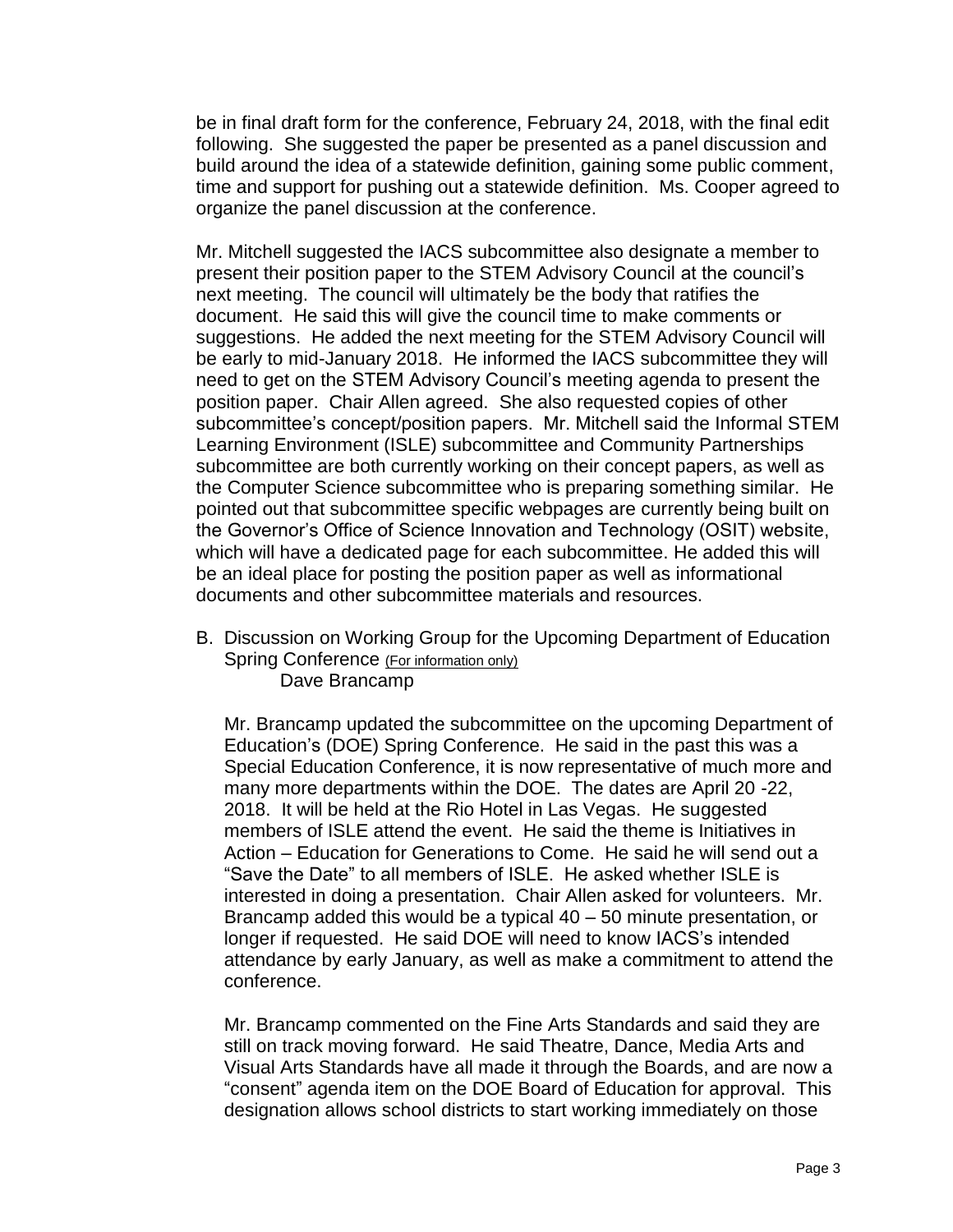be in final draft form for the conference, February 24, 2018, with the final edit following. She suggested the paper be presented as a panel discussion and build around the idea of a statewide definition, gaining some public comment, time and support for pushing out a statewide definition. Ms. Cooper agreed to organize the panel discussion at the conference.

Mr. Mitchell suggested the IACS subcommittee also designate a member to present their position paper to the STEM Advisory Council at the council's next meeting. The council will ultimately be the body that ratifies the document. He said this will give the council time to make comments or suggestions. He added the next meeting for the STEM Advisory Council will be early to mid-January 2018. He informed the IACS subcommittee they will need to get on the STEM Advisory Council's meeting agenda to present the position paper. Chair Allen agreed. She also requested copies of other subcommittee's concept/position papers. Mr. Mitchell said the Informal STEM Learning Environment (ISLE) subcommittee and Community Partnerships subcommittee are both currently working on their concept papers, as well as the Computer Science subcommittee who is preparing something similar. He pointed out that subcommittee specific webpages are currently being built on the Governor's Office of Science Innovation and Technology (OSIT) website, which will have a dedicated page for each subcommittee. He added this will be an ideal place for posting the position paper as well as informational documents and other subcommittee materials and resources.

B. Discussion on Working Group for the Upcoming Department of Education Spring Conference (For information only)
Dave Brancamp

Mr. Brancamp updated the subcommittee on the upcoming Department of Education's (DOE) Spring Conference. He said in the past this was a Special Education Conference, it is now representative of much more and many more departments within the DOE. The dates are April 20 -22, 2018. It will be held at the Rio Hotel in Las Vegas. He suggested members of ISLE attend the event. He said the theme is Initiatives in Action – Education for Generations to Come. He said he will send out a "Save the Date" to all members of ISLE. He asked whether ISLE is interested in doing a presentation. Chair Allen asked for volunteers. Mr. Brancamp added this would be a typical 40 – 50 minute presentation, or longer if requested. He said DOE will need to know IACS's intended attendance by early January, as well as make a commitment to attend the conference.

Mr. Brancamp commented on the Fine Arts Standards and said they are still on track moving forward. He said Theatre, Dance, Media Arts and Visual Arts Standards have all made it through the Boards, and are now a "consent" agenda item on the DOE Board of Education for approval. This designation allows school districts to start working immediately on those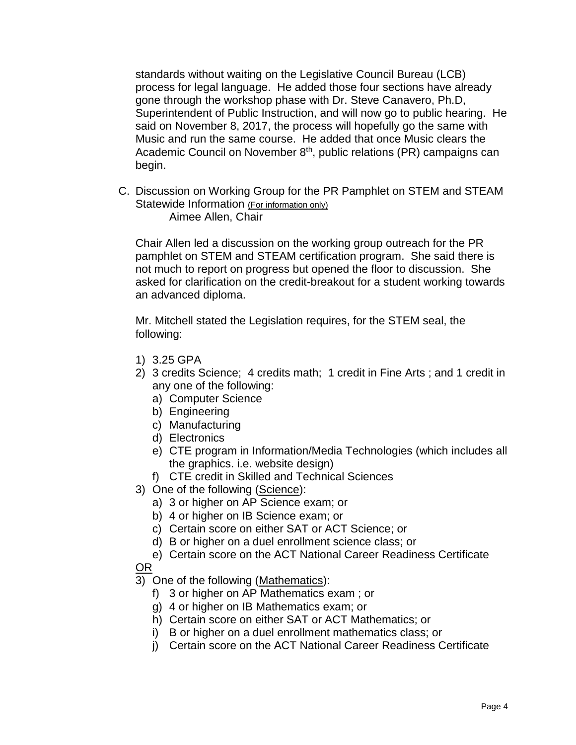standards without waiting on the Legislative Council Bureau (LCB) process for legal language. He added those four sections have already gone through the workshop phase with Dr. Steve Canavero, Ph.D, Superintendent of Public Instruction, and will now go to public hearing. He said on November 8, 2017, the process will hopefully go the same with Music and run the same course. He added that once Music clears the Academic Council on November 8th, public relations (PR) campaigns can begin.

C. Discussion on Working Group for the PR Pamphlet on STEM and STEAM Statewide Information <u>(For information only)</u>
   Aimee Allen, Chair

Chair Allen led a discussion on the working group outreach for the PR pamphlet on STEM and STEAM certification program. She said there is not much to report on progress but opened the floor to discussion. She asked for clarification on the credit-breakout for a student working towards an advanced diploma.

Mr. Mitchell stated the Legislation requires, for the STEM seal, the following:

1) 3.25 GPA
2) 3 credits Science; 4 credits math; 1 credit in Fine Arts ; and 1 credit in any one of the following:
   a) Computer Science
   b) Engineering
   c) Manufacturing
   d) Electronics
   e) CTE program in Information/Media Technologies (which includes all the graphics. i.e. website design)
   f) CTE credit in Skilled and Technical Sciences
3) One of the following (<u>Science</u>):
   a) 3 or higher on AP Science exam; or
   b) 4 or higher on IB Science exam; or
   c) Certain score on either SAT or ACT Science; or
   d) B or higher on a duel enrollment science class; or
   e) Certain score on the ACT National Career Readiness Certificate

<u>OR</u>

3) One of the following (<u>Mathematics</u>):
   f) 3 or higher on AP Mathematics exam ; or
   g) 4 or higher on IB Mathematics exam; or
   h) Certain score on either SAT or ACT Mathematics; or
   i) B or higher on a duel enrollment mathematics class; or
   j) Certain score on the ACT National Career Readiness Certificate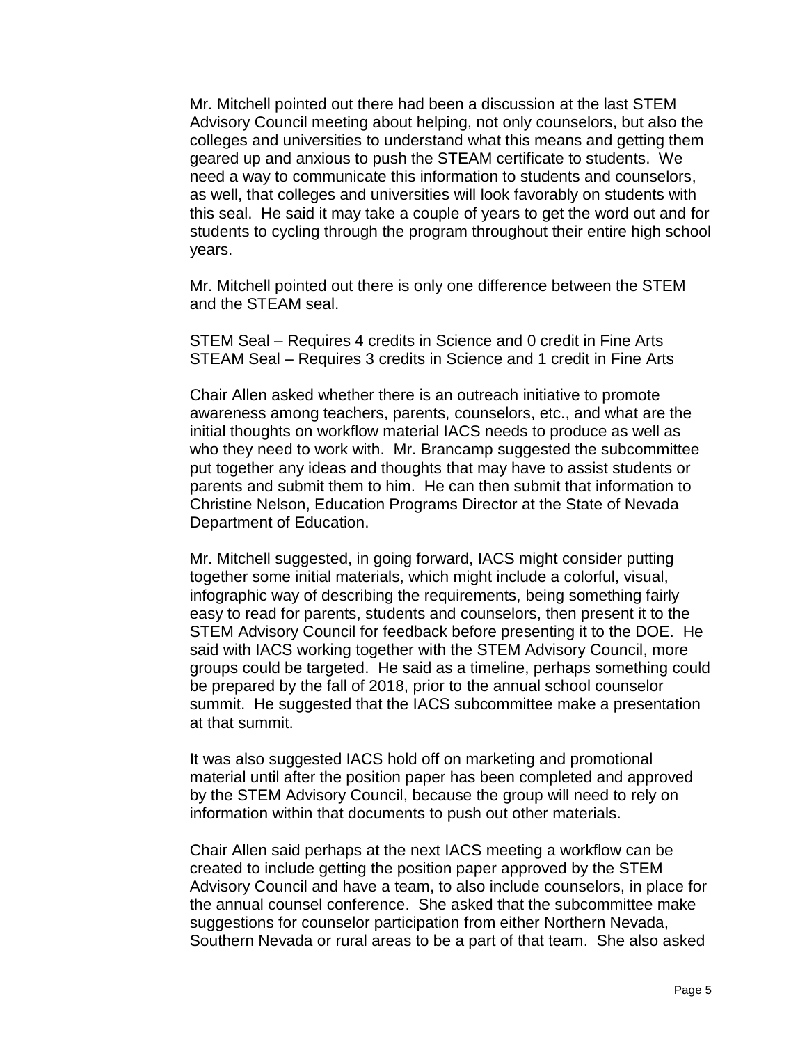Mr. Mitchell pointed out there had been a discussion at the last STEM Advisory Council meeting about helping, not only counselors, but also the colleges and universities to understand what this means and getting them geared up and anxious to push the STEAM certificate to students. We need a way to communicate this information to students and counselors, as well, that colleges and universities will look favorably on students with this seal. He said it may take a couple of years to get the word out and for students to cycling through the program throughout their entire high school years.

Mr. Mitchell pointed out there is only one difference between the STEM and the STEAM seal.

STEM Seal – Requires 4 credits in Science and 0 credit in Fine Arts
STEAM Seal – Requires 3 credits in Science and 1 credit in Fine Arts

Chair Allen asked whether there is an outreach initiative to promote awareness among teachers, parents, counselors, etc., and what are the initial thoughts on workflow material IACS needs to produce as well as who they need to work with. Mr. Brancamp suggested the subcommittee put together any ideas and thoughts that may have to assist students or parents and submit them to him. He can then submit that information to Christine Nelson, Education Programs Director at the State of Nevada Department of Education.

Mr. Mitchell suggested, in going forward, IACS might consider putting together some initial materials, which might include a colorful, visual, infographic way of describing the requirements, being something fairly easy to read for parents, students and counselors, then present it to the STEM Advisory Council for feedback before presenting it to the DOE. He said with IACS working together with the STEM Advisory Council, more groups could be targeted. He said as a timeline, perhaps something could be prepared by the fall of 2018, prior to the annual school counselor summit. He suggested that the IACS subcommittee make a presentation at that summit.

It was also suggested IACS hold off on marketing and promotional material until after the position paper has been completed and approved by the STEM Advisory Council, because the group will need to rely on information within that documents to push out other materials.

Chair Allen said perhaps at the next IACS meeting a workflow can be created to include getting the position paper approved by the STEM Advisory Council and have a team, to also include counselors, in place for the annual counsel conference. She asked that the subcommittee make suggestions for counselor participation from either Northern Nevada, Southern Nevada or rural areas to be a part of that team. She also asked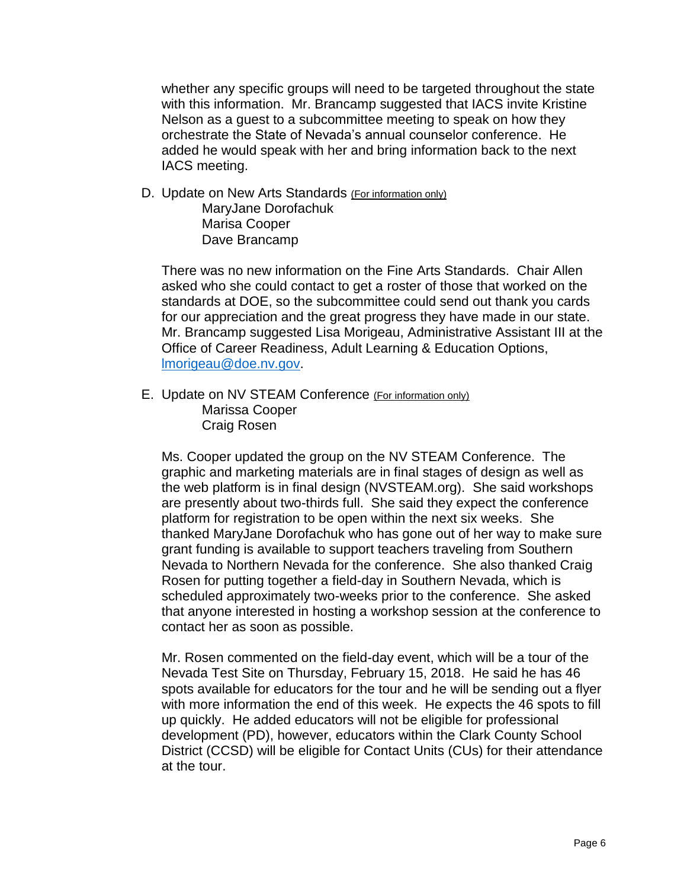whether any specific groups will need to be targeted throughout the state with this information. Mr. Brancamp suggested that IACS invite Kristine Nelson as a guest to a subcommittee meeting to speak on how they orchestrate the State of Nevada's annual counselor conference. He added he would speak with her and bring information back to the next IACS meeting.

D. Update on New Arts Standards (For information only)
   MaryJane Dorofachuk
   Marisa Cooper
   Dave Brancamp

   There was no new information on the Fine Arts Standards. Chair Allen asked who she could contact to get a roster of those that worked on the standards at DOE, so the subcommittee could send out thank you cards for our appreciation and the great progress they have made in our state. Mr. Brancamp suggested Lisa Morigeau, Administrative Assistant III at the Office of Career Readiness, Adult Learning & Education Options, lmorigeau@doe.nv.gov.

E. Update on NV STEAM Conference (For information only)
   Marissa Cooper
   Craig Rosen

   Ms. Cooper updated the group on the NV STEAM Conference. The graphic and marketing materials are in final stages of design as well as the web platform is in final design (NVSTEAM.org). She said workshops are presently about two-thirds full. She said they expect the conference platform for registration to be open within the next six weeks. She thanked MaryJane Dorofachuk who has gone out of her way to make sure grant funding is available to support teachers traveling from Southern Nevada to Northern Nevada for the conference. She also thanked Craig Rosen for putting together a field-day in Southern Nevada, which is scheduled approximately two-weeks prior to the conference. She asked that anyone interested in hosting a workshop session at the conference to contact her as soon as possible.

   Mr. Rosen commented on the field-day event, which will be a tour of the Nevada Test Site on Thursday, February 15, 2018. He said he has 46 spots available for educators for the tour and he will be sending out a flyer with more information the end of this week. He expects the 46 spots to fill up quickly. He added educators will not be eligible for professional development (PD), however, educators within the Clark County School District (CCSD) will be eligible for Contact Units (CUs) for their attendance at the tour.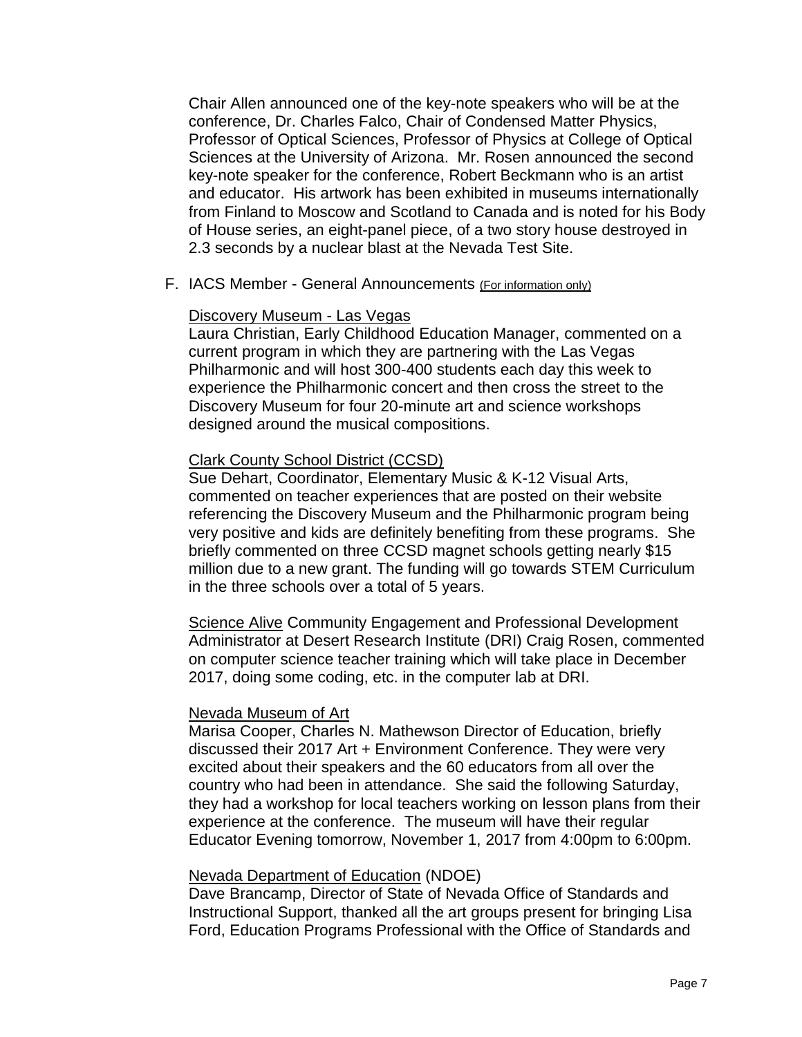Chair Allen announced one of the key-note speakers who will be at the conference, Dr. Charles Falco, Chair of Condensed Matter Physics, Professor of Optical Sciences, Professor of Physics at College of Optical Sciences at the University of Arizona. Mr. Rosen announced the second key-note speaker for the conference, Robert Beckmann who is an artist and educator. His artwork has been exhibited in museums internationally from Finland to Moscow and Scotland to Canada and is noted for his Body of House series, an eight-panel piece, of a two story house destroyed in 2.3 seconds by a nuclear blast at the Nevada Test Site.

F. IACS Member - General Announcements (For information only)

Discovery Museum - Las Vegas
Laura Christian, Early Childhood Education Manager, commented on a current program in which they are partnering with the Las Vegas Philharmonic and will host 300-400 students each day this week to experience the Philharmonic concert and then cross the street to the Discovery Museum for four 20-minute art and science workshops designed around the musical compositions.

Clark County School District (CCSD)
Sue Dehart, Coordinator, Elementary Music & K-12 Visual Arts, commented on teacher experiences that are posted on their website referencing the Discovery Museum and the Philharmonic program being very positive and kids are definitely benefiting from these programs. She briefly commented on three CCSD magnet schools getting nearly $15 million due to a new grant. The funding will go towards STEM Curriculum in the three schools over a total of 5 years.

Science Alive Community Engagement and Professional Development Administrator at Desert Research Institute (DRI) Craig Rosen, commented on computer science teacher training which will take place in December 2017, doing some coding, etc. in the computer lab at DRI.

Nevada Museum of Art
Marisa Cooper, Charles N. Mathewson Director of Education, briefly discussed their 2017 Art + Environment Conference. They were very excited about their speakers and the 60 educators from all over the country who had been in attendance. She said the following Saturday, they had a workshop for local teachers working on lesson plans from their experience at the conference. The museum will have their regular Educator Evening tomorrow, November 1, 2017 from 4:00pm to 6:00pm.

Nevada Department of Education (NDOE)
Dave Brancamp, Director of State of Nevada Office of Standards and Instructional Support, thanked all the art groups present for bringing Lisa Ford, Education Programs Professional with the Office of Standards and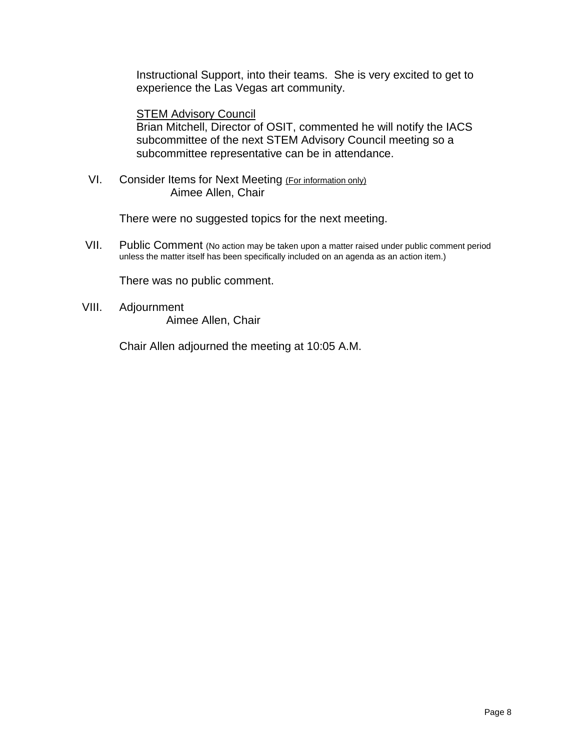Instructional Support, into their teams. She is very excited to get to experience the Las Vegas art community.

STEM Advisory Council
Brian Mitchell, Director of OSIT, commented he will notify the IACS subcommittee of the next STEM Advisory Council meeting so a subcommittee representative can be in attendance.

VI. Consider Items for Next Meeting (For information only)
Aimee Allen, Chair

There were no suggested topics for the next meeting.

VII. Public Comment (No action may be taken upon a matter raised under public comment period unless the matter itself has been specifically included on an agenda as an action item.)

There was no public comment.

VIII. Adjournment
Aimee Allen, Chair

Chair Allen adjourned the meeting at 10:05 A.M.